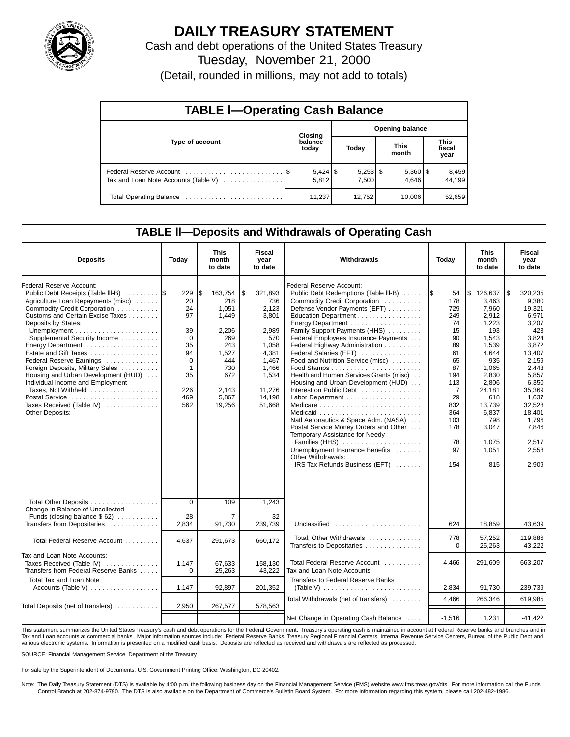# DAILY TREASURY STATEMENT

Cash and debt operations of the United States Treasury

Tuesday, November 21, 2000

(Detail, rounded in millions, may not add to totals)

## TABLE I—Operating Cash Balance

| Type of account | Closing balance today | Opening balance Today | Opening balance This month | Opening balance This fiscal year |
|---|---|---|---|---|
| Federal Reserve Account | $ 5,424 | $ 5,253 | $ 5,360 | $ 8,459 |
| Tax and Loan Note Accounts (Table V) | 5,812 | 7,500 | 4,646 | 44,199 |
| Total Operating Balance | 11,237 | 12,752 | 10,006 | 52,659 |

## TABLE II—Deposits and Withdrawals of Operating Cash

| Deposits | Today | This month to date | Fiscal year to date |
|---|---|---|---|
| Federal Reserve Account: | | | |
| Public Debt Receipts (Table III-B) | $ 229 | $ 163,754 | $ 321,893 |
| Agriculture Loan Repayments (misc) | 20 | 218 | 736 |
| Commodity Credit Corporation | 24 | 1,051 | 2,123 |
| Customs and Certain Excise Taxes | 97 | 1,449 | 3,801 |
| Deposits by States: | | | |
| Unemployment | 39 | 2,206 | 2,989 |
| Supplemental Security Income | 0 | 269 | 570 |
| Energy Department | 35 | 243 | 1,058 |
| Estate and Gift Taxes | 94 | 1,527 | 4,381 |
| Federal Reserve Earnings | 0 | 444 | 1,467 |
| Foreign Deposits, Military Sales | 1 | 730 | 1,466 |
| Housing and Urban Development (HUD) | 35 | 672 | 1,534 |
| Individual Income and Employment Taxes, Not Withheld | 226 | 2,143 | 11,276 |
| Postal Service | 469 | 5,867 | 14,198 |
| Taxes Received (Table IV) | 562 | 19,256 | 51,668 |
| Other Deposits: | | | |
| Total Other Deposits | 0 | 109 | 1,243 |
| Change in Balance of Uncollected Funds (closing balance $ 62) | -28 | 7 | 32 |
| Transfers from Depositaries | 2,834 | 91,730 | 239,739 |
| Total Federal Reserve Account | 4,637 | 291,673 | 660,172 |
| Tax and Loan Note Accounts: | | | |
| Taxes Received (Table IV) | 1,147 | 67,633 | 158,130 |
| Transfers from Federal Reserve Banks | 0 | 25,263 | 43,222 |
| Total Tax and Loan Note Accounts (Table V) | 1,147 | 92,897 | 201,352 |
| Total Deposits (net of transfers) | 2,950 | 267,577 | 578,563 |

| Withdrawals | Today | This month to date | Fiscal year to date |
|---|---|---|---|
| Federal Reserve Account: | | | |
| Public Debt Redemptions (Table III-B) | $ 54 | $ 126,637 | $ 320,235 |
| Commodity Credit Corporation | 178 | 3,463 | 9,380 |
| Defense Vendor Payments (EFT) | 729 | 7,960 | 19,321 |
| Education Department | 249 | 2,912 | 6,971 |
| Energy Department | 74 | 1,223 | 3,207 |
| Family Support Payments (HHS) | 15 | 193 | 423 |
| Federal Employees Insurance Payments | 90 | 1,543 | 3,824 |
| Federal Highway Administration | 89 | 1,539 | 3,872 |
| Federal Salaries (EFT) | 61 | 4,644 | 13,407 |
| Food and Nutrition Service (misc) | 65 | 935 | 2,159 |
| Food Stamps | 87 | 1,065 | 2,443 |
| Health and Human Services Grants (misc) | 194 | 2,830 | 5,857 |
| Housing and Urban Development (HUD) | 113 | 2,806 | 6,350 |
| Interest on Public Debt | 7 | 24,181 | 35,369 |
| Labor Department | 29 | 618 | 1,637 |
| Medicare | 832 | 13,739 | 32,528 |
| Medicaid | 364 | 6,837 | 18,401 |
| Natl Aeronautics & Space Adm. (NASA) | 103 | 798 | 1,796 |
| Postal Service Money Orders and Other | 178 | 3,047 | 7,846 |
| Temporary Assistance for Needy Families (HHS) | 78 | 1,075 | 2,517 |
| Unemployment Insurance Benefits | 97 | 1,051 | 2,558 |
| Other Withdrawals: | | | |
| IRS Tax Refunds Business (EFT) | 154 | 815 | 2,909 |
| Unclassified | 624 | 18,859 | 43,639 |
| Total, Other Withdrawals | 778 | 57,252 | 119,886 |
| Transfers to Depositaries | 0 | 25,263 | 43,222 |
| Total Federal Reserve Account | 4,466 | 291,609 | 663,207 |
| Tax and Loan Note Accounts | | | |
| Transfers to Federal Reserve Banks (Table V) | 2,834 | 91,730 | 239,739 |
| Total Withdrawals (net of transfers) | 4,466 | 266,346 | 619,985 |
| Net Change in Operating Cash Balance | -1,516 | 1,231 | -41,422 |

This statement summarizes the United States Treasury's cash and debt operations for the Federal Government. Treasury's operating cash is maintained in account at Federal Reserve banks and branches and in Tax and Loan accounts at commercial banks. Major information sources include: Federal Reserve Banks, Treasury Regional Financial Centers, Internal Revenue Service Centers, Bureau of the Public Debt and various electronic systems. Information is presented on a modified cash basis. Deposits are reflected as received and withdrawals are reflected as processed.

SOURCE: Financial Management Service, Department of the Treasury.

For sale by the Superintendent of Documents, U.S. Government Printing Office, Washington, DC 20402.

Note: The Daily Treasury Statement (DTS) is available by 4:00 p.m. the following business day on the Financial Management Service (FMS) website www.fms.treas.gov/dts. For more information call the Funds Control Branch at 202-874-9790. The DTS is also available on the Department of Commerce's Bulletin Board System. For more information regarding this system, please call 202-482-1986.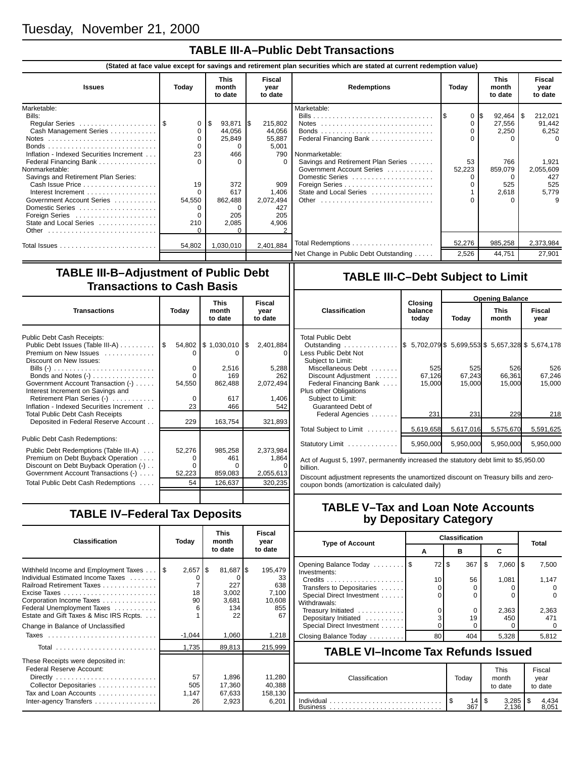# Tuesday, November 21, 2000

## TABLE III-A–Public Debt Transactions

(Stated at face value except for savings and retirement plan securities which are stated at current redemption value)

| Issues | Today | This month to date | Fiscal year to date |
|---|---|---|---|
| Marketable: | | | |
| Bills: | | | |
| Regular Series | $ 0 | $ 93,871 | $ 215,802 |
| Cash Management Series | 0 | 44,056 | 44,056 |
| Notes | 0 | 25,849 | 55,887 |
| Bonds | 0 | 0 | 5,001 |
| Inflation - Indexed Securities Increment | 23 | 466 | 790 |
| Federal Financing Bank | 0 | 0 | 0 |
| Nonmarketable: | | | |
| Savings and Retirement Plan Series: | | | |
| Cash Issue Price | 19 | 372 | 909 |
| Interest Increment | 0 | 617 | 1,406 |
| Government Account Series | 54,550 | 862,488 | 2,072,494 |
| Domestic Series | 0 | 0 | 427 |
| Foreign Series | 0 | 205 | 205 |
| State and Local Series | 210 | 2,085 | 4,906 |
| Other | 0 | 0 | 2 |
| Total Issues | 54,802 | 1,030,010 | 2,401,884 |

| Redemptions | Today | This month to date | Fiscal year to date |
|---|---|---|---|
| Marketable: | | | |
| Bills | $ 0 | $ 92,464 | $ 212,021 |
| Notes | 0 | 27,556 | 91,442 |
| Bonds | 0 | 2,250 | 6,252 |
| Federal Financing Bank | 0 | 0 | 0 |
| Nonmarketable: | | | |
| Savings and Retirement Plan Series | 53 | 766 | 1,921 |
| Government Account Series | 52,223 | 859,079 | 2,055,609 |
| Domestic Series | 0 | 0 | 427 |
| Foreign Series | 0 | 525 | 525 |
| State and Local Series | 1 | 2,618 | 5,779 |
| Other | 0 | 0 | 9 |
| Total Redemptions | 52,276 | 985,258 | 2,373,984 |
| Net Change in Public Debt Outstanding | 2,526 | 44,751 | 27,901 |

## TABLE III-B–Adjustment of Public Debt Transactions to Cash Basis

| Transactions | Today | This month to date | Fiscal year to date |
|---|---|---|---|
| Public Debt Cash Receipts: | | | |
| Public Debt Issues (Table III-A) | $ 54,802 | $ 1,030,010 | $ 2,401,884 |
| Premium on New Issues | 0 | 0 | 0 |
| Discount on New Issues: | | | |
| Bills (-) | 0 | 2,516 | 5,288 |
| Bonds and Notes (-) | 0 | 169 | 262 |
| Government Account Transaction (-) | 54,550 | 862,488 | 2,072,494 |
| Interest Increment on Savings and Retirement Plan Series (-) | 0 | 617 | 1,406 |
| Inflation - Indexed Securities Increment | 23 | 466 | 542 |
| Total Public Debt Cash Receipts Deposited in Federal Reserve Account | 229 | 163,754 | 321,893 |
| Public Debt Cash Redemptions: | | | |
| Public Debt Redemptions (Table III-A) | 52,276 | 985,258 | 2,373,984 |
| Premium on Debt Buyback Operation | 0 | 461 | 1,864 |
| Discount on Debt Buyback Operation (-) | 0 | 0 | 0 |
| Government Account Transactions (-) | 52,223 | 859,083 | 2,055,613 |
| Total Public Debt Cash Redemptions | 54 | 126,637 | 320,235 |

## TABLE III-C–Debt Subject to Limit

| Classification | Closing balance today | Opening Balance | | |
|---|---|---|---|---|
| | | Today | This month | Fiscal year |
| Total Public Debt Outstanding | $ 5,702,079 | $ 5,699,553 | $ 5,657,328 | $ 5,674,178 |
| Less Public Debt Not Subject to Limit: | | | | |
| Miscellaneous Debt | 525 | 525 | 526 | 526 |
| Discount Adjustment | 67,126 | 67,243 | 66,361 | 67,246 |
| Federal Financing Bank | 15,000 | 15,000 | 15,000 | 15,000 |
| Plus other Obligations Subject to Limit: | | | | |
| Guaranteed Debt of Federal Agencies | 231 | 231 | 229 | 218 |
| Total Subject to Limit | 5,619,658 | 5,617,016 | 5,575,670 | 5,591,625 |
| Statutory Limit | 5,950,000 | 5,950,000 | 5,950,000 | 5,950,000 |

Act of August 5, 1997, permanently increased the statutory debt limit to $5,950.00 billion.

Discount adjustment represents the unamortized discount on Treasury bills and zero-coupon bonds (amortization is calculated daily)

## TABLE IV–Federal Tax Deposits

| Classification | Today | This month to date | Fiscal year to date |
|---|---|---|---|
| Withheld Income and Employment Taxes | $ 2,657 | $ 81,687 | $ 195,479 |
| Individual Estimated Income Taxes | 0 | 0 | 33 |
| Railroad Retirement Taxes | 7 | 227 | 638 |
| Excise Taxes | 18 | 3,002 | 7,100 |
| Corporation Income Taxes | 90 | 3,681 | 10,608 |
| Federal Unemployment Taxes | 6 | 134 | 855 |
| Estate and Gift Taxes & Misc IRS Rcpts. | 1 | 22 | 67 |
| Change in Balance of Unclassified Taxes | -1,044 | 1,060 | 1,218 |
| Total | 1,735 | 89,813 | 215,999 |
| These Receipts were deposited in: | | | |
| Federal Reserve Account: | | | |
| Directly | 57 | 1,896 | 11,280 |
| Collector Depositaries | 505 | 17,360 | 40,388 |
| Tax and Loan Accounts | 1,147 | 67,633 | 158,130 |
| Inter-agency Transfers | 26 | 2,923 | 6,201 |

## TABLE V–Tax and Loan Note Accounts by Depositary Category

| Type of Account | Classification | | | Total |
|---|---|---|---|---|
| | A | B | C | |
| Opening Balance Today | $ 72 | $ 367 | $ 7,060 | $ 7,500 |
| Investments: | | | | |
| Credits | 10 | 56 | 1,081 | 1,147 |
| Transfers to Depositaries | 0 | 0 | 0 | 0 |
| Special Direct Investment | 0 | 0 | 0 | 0 |
| Withdrawals: | | | | |
| Treasury Initiated | 0 | 0 | 2,363 | 2,363 |
| Depositary Initiated | 3 | 19 | 450 | 471 |
| Special Direct Investment | 0 | 0 | 0 | 0 |
| Closing Balance Today | 80 | 404 | 5,328 | 5,812 |

## TABLE VI–Income Tax Refunds Issued

| Classification | Today | This month to date | Fiscal year to date |
|---|---|---|---|
| Individual | $ 14 | $ 3,285 | $ 4,434 |
| Business | 367 | 2,136 | 8,051 |